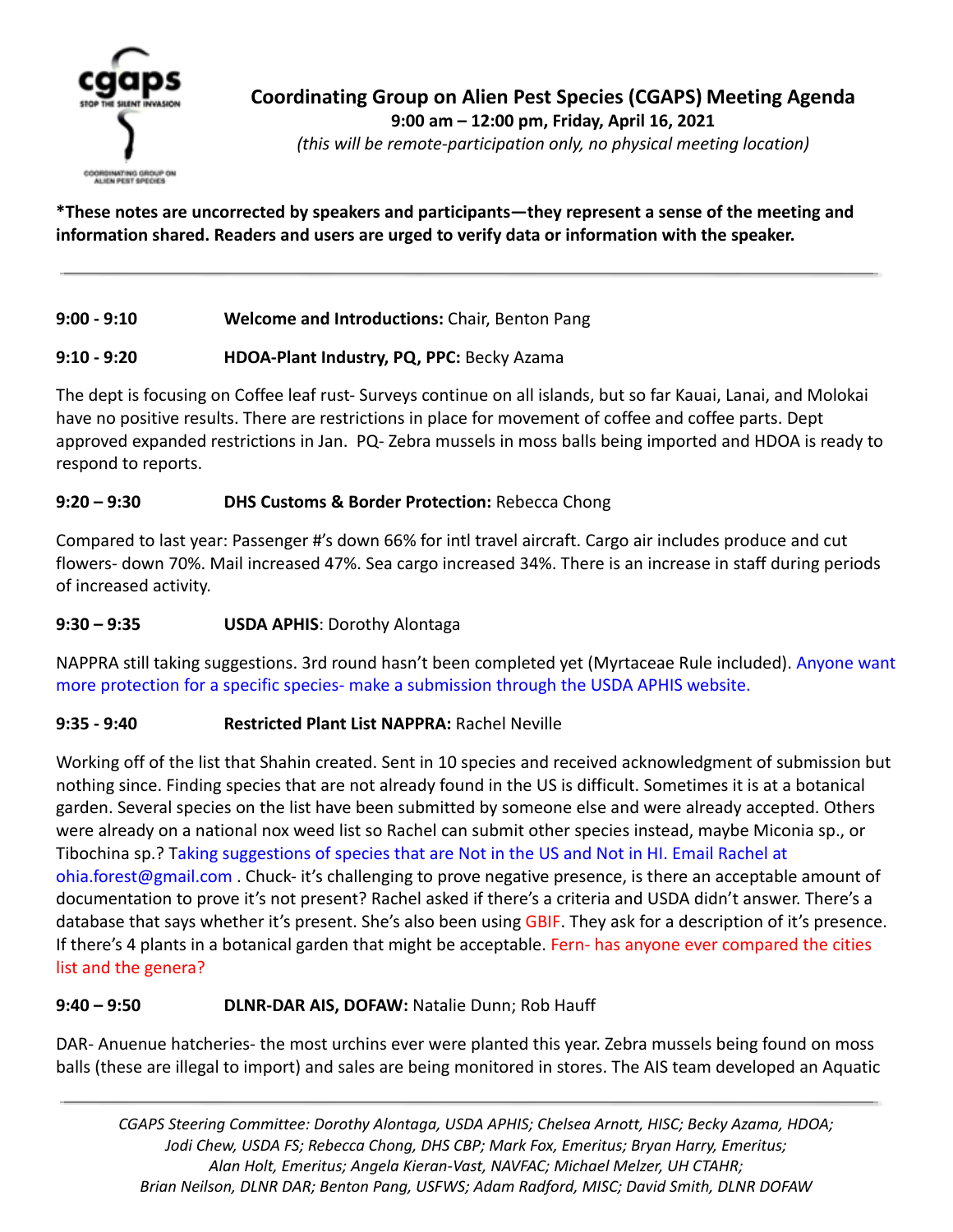# Coordinating Group on Alien Pest Species (CGAPS) Meeting Agenda

**9:00 am – 12:00 pm, Friday, April 16, 2021**

*(this will be remote-participation only, no physical meeting location)*

**\*These notes are uncorrected by speakers and participants—they represent a sense of the meeting and information shared. Readers and users are urged to verify data or information with the speaker.**

---

**9:00 - 9:10** **Welcome and Introductions:** Chair, Benton Pang

**9:10 - 9:20** **HDOA-Plant Industry, PQ, PPC:** Becky Azama

The dept is focusing on Coffee leaf rust- Surveys continue on all islands, but so far Kauai, Lanai, and Molokai have no positive results. There are restrictions in place for movement of coffee and coffee parts. Dept approved expanded restrictions in Jan. PQ- Zebra mussels in moss balls being imported and HDOA is ready to respond to reports.

**9:20 – 9:30** **DHS Customs & Border Protection:** Rebecca Chong

Compared to last year: Passenger #'s down 66% for intl travel aircraft. Cargo air includes produce and cut flowers- down 70%. Mail increased 47%. Sea cargo increased 34%. There is an increase in staff during periods of increased activity.

**9:30 – 9:35** **USDA APHIS**: Dorothy Alontaga

NAPPRA still taking suggestions. 3rd round hasn't been completed yet (Myrtaceae Rule included). Anyone want more protection for a specific species- make a submission through the USDA APHIS website.

**9:35 - 9:40** **Restricted Plant List NAPPRA:** Rachel Neville

Working off of the list that Shahin created. Sent in 10 species and received acknowledgment of submission but nothing since. Finding species that are not already found in the US is difficult. Sometimes it is at a botanical garden. Several species on the list have been submitted by someone else and were already accepted. Others were already on a national nox weed list so Rachel can submit other species instead, maybe Miconia sp., or Tibochina sp.? Taking suggestions of species that are Not in the US and Not in HI. Email Rachel at ohia.forest@gmail.com . Chuck- it's challenging to prove negative presence, is there an acceptable amount of documentation to prove it's not present? Rachel asked if there's a criteria and USDA didn't answer. There's a database that says whether it's present. She's also been using GBIF. They ask for a description of it's presence. If there's 4 plants in a botanical garden that might be acceptable. Fern- has anyone ever compared the cities list and the genera?

**9:40 – 9:50** **DLNR-DAR AIS, DOFAW:** Natalie Dunn; Rob Hauff

DAR- Anuenue hatcheries- the most urchins ever were planted this year. Zebra mussels being found on moss balls (these are illegal to import) and sales are being monitored in stores. The AIS team developed an Aquatic

---

*CGAPS Steering Committee: Dorothy Alontaga, USDA APHIS; Chelsea Arnott, HISC; Becky Azama, HDOA; Jodi Chew, USDA FS; Rebecca Chong, DHS CBP; Mark Fox, Emeritus; Bryan Harry, Emeritus; Alan Holt, Emeritus; Angela Kieran-Vast, NAVFAC; Michael Melzer, UH CTAHR; Brian Neilson, DLNR DAR; Benton Pang, USFWS; Adam Radford, MISC; David Smith, DLNR DOFAW*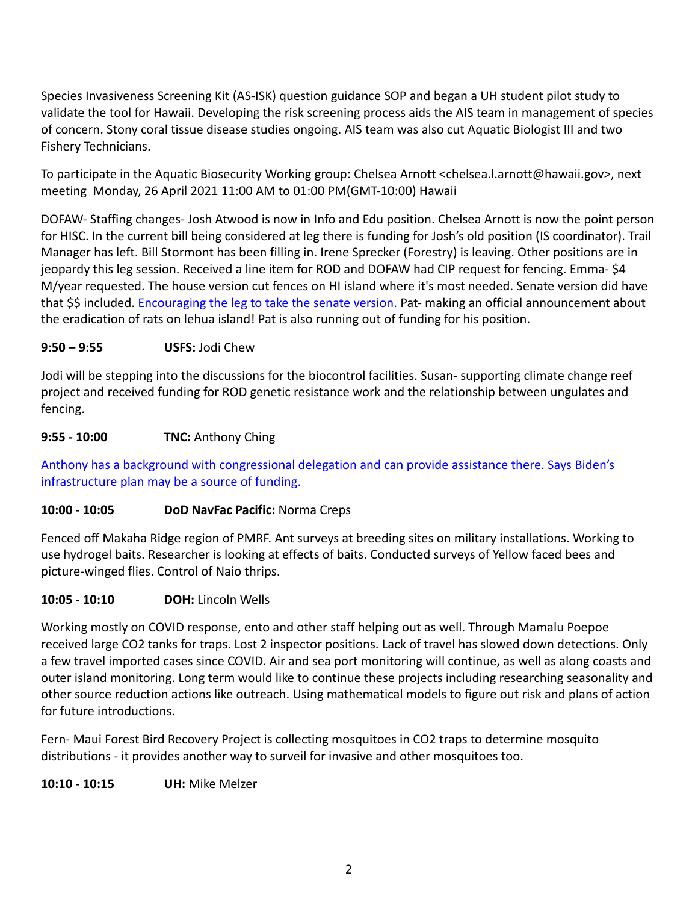Species Invasiveness Screening Kit (AS-ISK) question guidance SOP and began a UH student pilot study to validate the tool for Hawaii. Developing the risk screening process aids the AIS team in management of species of concern. Stony coral tissue disease studies ongoing. AIS team was also cut Aquatic Biologist III and two Fishery Technicians.

To participate in the Aquatic Biosecurity Working group: Chelsea Arnott <chelsea.l.arnott@hawaii.gov>, next meeting Monday, 26 April 2021 11:00 AM to 01:00 PM(GMT-10:00) Hawaii

DOFAW- Staffing changes- Josh Atwood is now in Info and Edu position. Chelsea Arnott is now the point person for HISC. In the current bill being considered at leg there is funding for Josh's old position (IS coordinator). Trail Manager has left. Bill Stormont has been filling in. Irene Sprecker (Forestry) is leaving. Other positions are in jeopardy this leg session. Received a line item for ROD and DOFAW had CIP request for fencing. Emma- $4 M/year requested. The house version cut fences on HI island where it's most needed. Senate version did have that $$ included. Encouraging the leg to take the senate version. Pat- making an official announcement about the eradication of rats on lehua island! Pat is also running out of funding for his position.

**9:50 – 9:55** **USFS:** Jodi Chew

Jodi will be stepping into the discussions for the biocontrol facilities. Susan- supporting climate change reef project and received funding for ROD genetic resistance work and the relationship between ungulates and fencing.

**9:55 - 10:00** **TNC:** Anthony Ching

Anthony has a background with congressional delegation and can provide assistance there. Says Biden's infrastructure plan may be a source of funding.

**10:00 - 10:05** **DoD NavFac Pacific:** Norma Creps

Fenced off Makaha Ridge region of PMRF. Ant surveys at breeding sites on military installations. Working to use hydrogel baits. Researcher is looking at effects of baits. Conducted surveys of Yellow faced bees and picture-winged flies. Control of Naio thrips.

**10:05 - 10:10** **DOH:** Lincoln Wells

Working mostly on COVID response, ento and other staff helping out as well. Through Mamalu Poepoe received large CO2 tanks for traps. Lost 2 inspector positions. Lack of travel has slowed down detections. Only a few travel imported cases since COVID. Air and sea port monitoring will continue, as well as along coasts and outer island monitoring. Long term would like to continue these projects including researching seasonality and other source reduction actions like outreach. Using mathematical models to figure out risk and plans of action for future introductions.

Fern- Maui Forest Bird Recovery Project is collecting mosquitoes in CO2 traps to determine mosquito distributions - it provides another way to surveil for invasive and other mosquitoes too.

**10:10 - 10:15** **UH:** Mike Melzer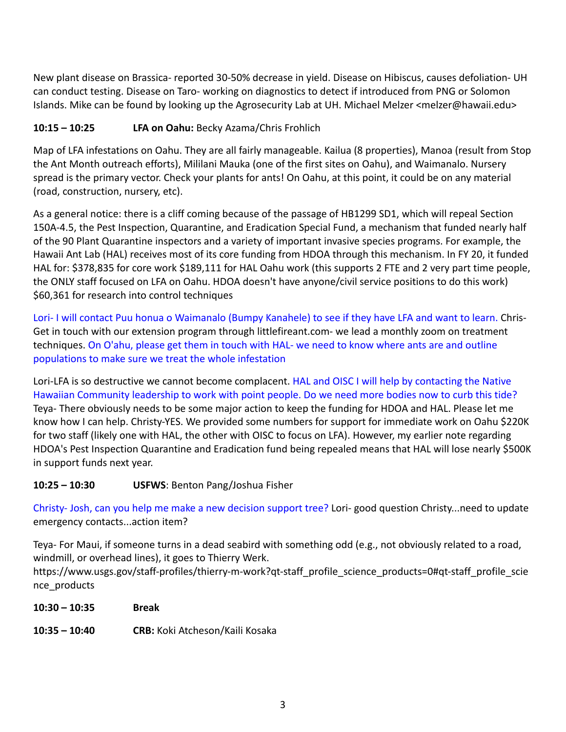New plant disease on Brassica- reported 30-50% decrease in yield. Disease on Hibiscus, causes defoliation- UH can conduct testing. Disease on Taro- working on diagnostics to detect if introduced from PNG or Solomon Islands. Mike can be found by looking up the Agrosecurity Lab at UH. Michael Melzer <melzer@hawaii.edu>

**10:15 – 10:25** **LFA on Oahu:** Becky Azama/Chris Frohlich

Map of LFA infestations on Oahu. They are all fairly manageable. Kailua (8 properties), Manoa (result from Stop the Ant Month outreach efforts), Mililani Mauka (one of the first sites on Oahu), and Waimanalo. Nursery spread is the primary vector. Check your plants for ants! On Oahu, at this point, it could be on any material (road, construction, nursery, etc).

As a general notice: there is a cliff coming because of the passage of HB1299 SD1, which will repeal Section 150A-4.5, the Pest Inspection, Quarantine, and Eradication Special Fund, a mechanism that funded nearly half of the 90 Plant Quarantine inspectors and a variety of important invasive species programs. For example, the Hawaii Ant Lab (HAL) receives most of its core funding from HDOA through this mechanism. In FY 20, it funded HAL for: $378,835 for core work $189,111 for HAL Oahu work (this supports 2 FTE and 2 very part time people, the ONLY staff focused on LFA on Oahu. HDOA doesn't have anyone/civil service positions to do this work) $60,361 for research into control techniques

Lori- I will contact Puu honua o Waimanalo (Bumpy Kanahele) to see if they have LFA and want to learn. Chris- Get in touch with our extension program through littlefireant.com- we lead a monthly zoom on treatment techniques. On O'ahu, please get them in touch with HAL- we need to know where ants are and outline populations to make sure we treat the whole infestation

Lori-LFA is so destructive we cannot become complacent. HAL and OISC I will help by contacting the Native Hawaiian Community leadership to work with point people. Do we need more bodies now to curb this tide? Teya- There obviously needs to be some major action to keep the funding for HDOA and HAL. Please let me know how I can help. Christy-YES. We provided some numbers for support for immediate work on Oahu $220K for two staff (likely one with HAL, the other with OISC to focus on LFA). However, my earlier note regarding HDOA's Pest Inspection Quarantine and Eradication fund being repealed means that HAL will lose nearly $500K in support funds next year.

**10:25 – 10:30** **USFWS**: Benton Pang/Joshua Fisher

Christy- Josh, can you help me make a new decision support tree? Lori- good question Christy...need to update emergency contacts...action item?

Teya- For Maui, if someone turns in a dead seabird with something odd (e.g., not obviously related to a road, windmill, or overhead lines), it goes to Thierry Werk.
https://www.usgs.gov/staff-profiles/thierry-m-work?qt-staff_profile_science_products=0#qt-staff_profile_science_products

**10:30 – 10:35** **Break**

**10:35 – 10:40** **CRB:** Koki Atcheson/Kaili Kosaka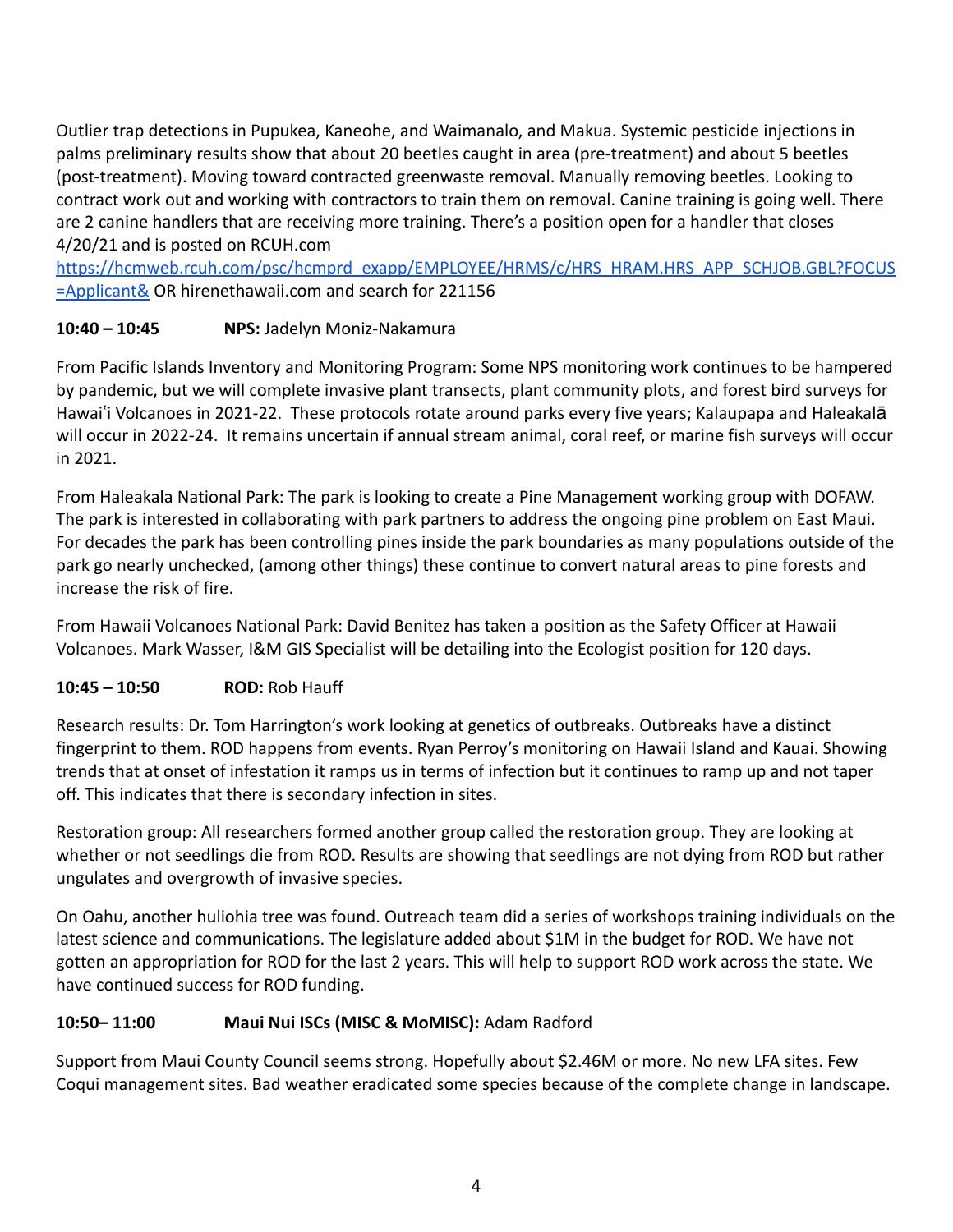Outlier trap detections in Pupukea, Kaneohe, and Waimanalo, and Makua. Systemic pesticide injections in palms preliminary results show that about 20 beetles caught in area (pre-treatment) and about 5 beetles (post-treatment). Moving toward contracted greenwaste removal. Manually removing beetles. Looking to contract work out and working with contractors to train them on removal. Canine training is going well. There are 2 canine handlers that are receiving more training. There's a position open for a handler that closes 4/20/21 and is posted on RCUH.com [https://hcmweb.rcuh.com/psc/hcmprd_exapp/EMPLOYEE/HRMS/c/HRS_HRAM.HRS_APP_SCHJOB.GBL?FOCUS=Applicant&](https://hcmweb.rcuh.com/psc/hcmprd_exapp/EMPLOYEE/HRMS/c/HRS_HRAM.HRS_APP_SCHJOB.GBL?FOCUS=Applicant&) OR hirenethawaii.com and search for 221156

**10:40 – 10:45** **NPS:** Jadelyn Moniz-Nakamura

From Pacific Islands Inventory and Monitoring Program: Some NPS monitoring work continues to be hampered by pandemic, but we will complete invasive plant transects, plant community plots, and forest bird surveys for Hawaiʻi Volcanoes in 2021-22. These protocols rotate around parks every five years; Kalaupapa and Haleakalā will occur in 2022-24. It remains uncertain if annual stream animal, coral reef, or marine fish surveys will occur in 2021.

From Haleakala National Park: The park is looking to create a Pine Management working group with DOFAW. The park is interested in collaborating with park partners to address the ongoing pine problem on East Maui. For decades the park has been controlling pines inside the park boundaries as many populations outside of the park go nearly unchecked, (among other things) these continue to convert natural areas to pine forests and increase the risk of fire.

From Hawaii Volcanoes National Park: David Benitez has taken a position as the Safety Officer at Hawaii Volcanoes. Mark Wasser, I&M GIS Specialist will be detailing into the Ecologist position for 120 days.

**10:45 – 10:50** **ROD:** Rob Hauff

Research results: Dr. Tom Harrington's work looking at genetics of outbreaks. Outbreaks have a distinct fingerprint to them. ROD happens from events. Ryan Perroy's monitoring on Hawaii Island and Kauai. Showing trends that at onset of infestation it ramps us in terms of infection but it continues to ramp up and not taper off. This indicates that there is secondary infection in sites.

Restoration group: All researchers formed another group called the restoration group. They are looking at whether or not seedlings die from ROD. Results are showing that seedlings are not dying from ROD but rather ungulates and overgrowth of invasive species.

On Oahu, another huliohia tree was found. Outreach team did a series of workshops training individuals on the latest science and communications. The legislature added about $1M in the budget for ROD. We have not gotten an appropriation for ROD for the last 2 years. This will help to support ROD work across the state. We have continued success for ROD funding.

**10:50– 11:00** **Maui Nui ISCs (MISC & MoMISC):** Adam Radford

Support from Maui County Council seems strong. Hopefully about $2.46M or more. No new LFA sites. Few Coqui management sites. Bad weather eradicated some species because of the complete change in landscape.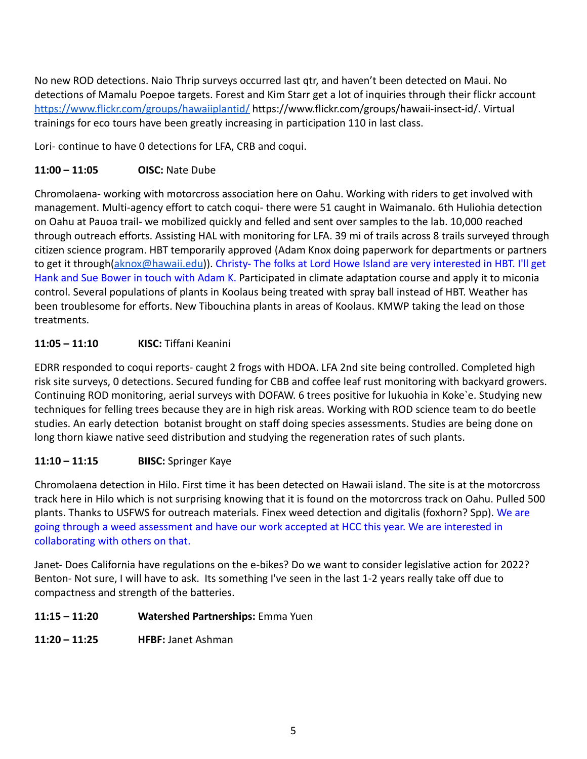No new ROD detections. Naio Thrip surveys occurred last qtr, and haven't been detected on Maui. No detections of Mamalu Poepoe targets. Forest and Kim Starr get a lot of inquiries through their flickr account https://www.flickr.com/groups/hawaiiplantid/ https://www.flickr.com/groups/hawaii-insect-id/. Virtual trainings for eco tours have been greatly increasing in participation 110 in last class.

Lori- continue to have 0 detections for LFA, CRB and coqui.

**11:00 – 11:05** **OISC:** Nate Dube

Chromolaena- working with motorcross association here on Oahu. Working with riders to get involved with management. Multi-agency effort to catch coqui- there were 51 caught in Waimanalo. 6th Huliohia detection on Oahu at Pauoa trail- we mobilized quickly and felled and sent over samples to the lab. 10,000 reached through outreach efforts. Assisting HAL with monitoring for LFA. 39 mi of trails across 8 trails surveyed through citizen science program. HBT temporarily approved (Adam Knox doing paperwork for departments or partners to get it through(aknox@hawaii.edu)). Christy- The folks at Lord Howe Island are very interested in HBT. I'll get Hank and Sue Bower in touch with Adam K. Participated in climate adaptation course and apply it to miconia control. Several populations of plants in Koolaus being treated with spray ball instead of HBT. Weather has been troublesome for efforts. New Tibouchina plants in areas of Koolaus. KMWP taking the lead on those treatments.

**11:05 – 11:10** **KISC:** Tiffani Keanini

EDRR responded to coqui reports- caught 2 frogs with HDOA. LFA 2nd site being controlled. Completed high risk site surveys, 0 detections. Secured funding for CBB and coffee leaf rust monitoring with backyard growers. Continuing ROD monitoring, aerial surveys with DOFAW. 6 trees positive for lukuohia in Koke`e. Studying new techniques for felling trees because they are in high risk areas. Working with ROD science team to do beetle studies. An early detection botanist brought on staff doing species assessments. Studies are being done on long thorn kiawe native seed distribution and studying the regeneration rates of such plants.

**11:10 – 11:15** **BIISC:** Springer Kaye

Chromolaena detection in Hilo. First time it has been detected on Hawaii island. The site is at the motorcross track here in Hilo which is not surprising knowing that it is found on the motorcross track on Oahu. Pulled 500 plants. Thanks to USFWS for outreach materials. Finex weed detection and digitalis (foxhorn? Spp). We are going through a weed assessment and have our work accepted at HCC this year. We are interested in collaborating with others on that.

Janet- Does California have regulations on the e-bikes? Do we want to consider legislative action for 2022? Benton- Not sure, I will have to ask. Its something I've seen in the last 1-2 years really take off due to compactness and strength of the batteries.

**11:15 – 11:20** **Watershed Partnerships:** Emma Yuen

**11:20 – 11:25** **HFBF:** Janet Ashman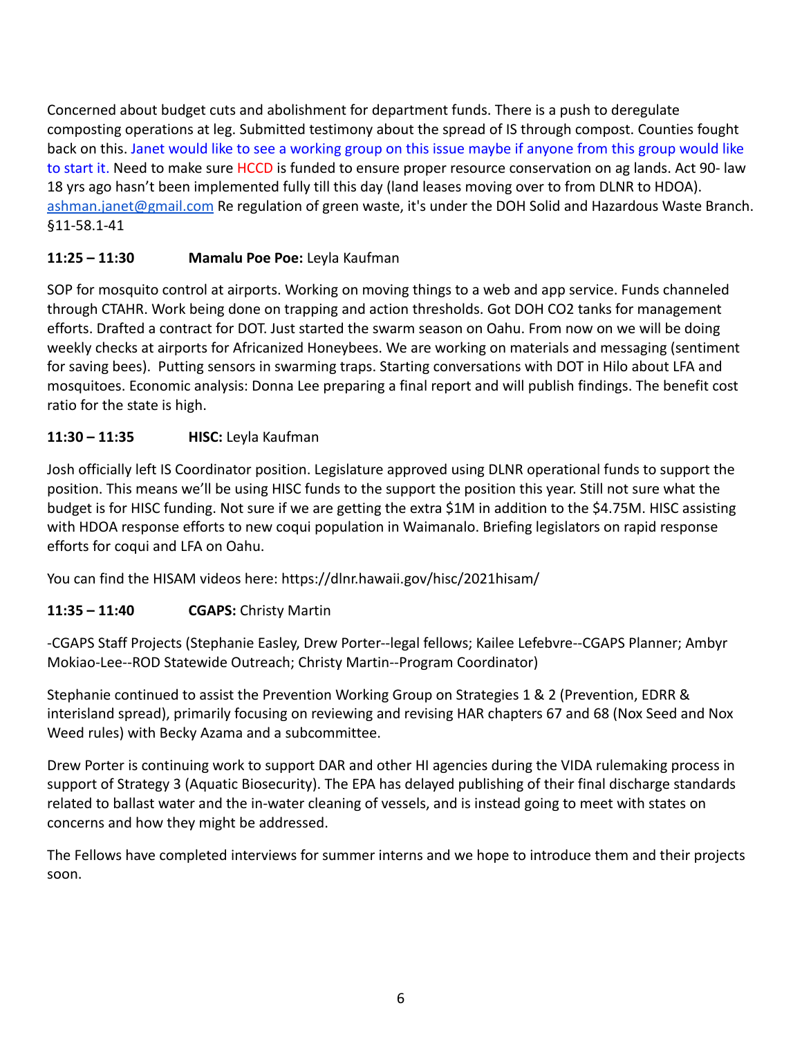Concerned about budget cuts and abolishment for department funds. There is a push to deregulate composting operations at leg. Submitted testimony about the spread of IS through compost. Counties fought back on this. Janet would like to see a working group on this issue maybe if anyone from this group would like to start it. Need to make sure HCCD is funded to ensure proper resource conservation on ag lands. Act 90- law 18 yrs ago hasn't been implemented fully till this day (land leases moving over to from DLNR to HDOA). ashman.janet@gmail.com Re regulation of green waste, it's under the DOH Solid and Hazardous Waste Branch. §11-58.1-41

**11:25 – 11:30 Mamalu Poe Poe:** Leyla Kaufman

SOP for mosquito control at airports. Working on moving things to a web and app service. Funds channeled through CTAHR. Work being done on trapping and action thresholds. Got DOH CO2 tanks for management efforts. Drafted a contract for DOT. Just started the swarm season on Oahu. From now on we will be doing weekly checks at airports for Africanized Honeybees. We are working on materials and messaging (sentiment for saving bees). Putting sensors in swarming traps. Starting conversations with DOT in Hilo about LFA and mosquitoes. Economic analysis: Donna Lee preparing a final report and will publish findings. The benefit cost ratio for the state is high.

**11:30 – 11:35 HISC:** Leyla Kaufman

Josh officially left IS Coordinator position. Legislature approved using DLNR operational funds to support the position. This means we'll be using HISC funds to the support the position this year. Still not sure what the budget is for HISC funding. Not sure if we are getting the extra $1M in addition to the $4.75M. HISC assisting with HDOA response efforts to new coqui population in Waimanalo. Briefing legislators on rapid response efforts for coqui and LFA on Oahu.

You can find the HISAM videos here: https://dlnr.hawaii.gov/hisc/2021hisam/

**11:35 – 11:40 CGAPS:** Christy Martin

-CGAPS Staff Projects (Stephanie Easley, Drew Porter--legal fellows; Kailee Lefebvre--CGAPS Planner; Ambyr Mokiao-Lee--ROD Statewide Outreach; Christy Martin--Program Coordinator)

Stephanie continued to assist the Prevention Working Group on Strategies 1 & 2 (Prevention, EDRR & interisland spread), primarily focusing on reviewing and revising HAR chapters 67 and 68 (Nox Seed and Nox Weed rules) with Becky Azama and a subcommittee.

Drew Porter is continuing work to support DAR and other HI agencies during the VIDA rulemaking process in support of Strategy 3 (Aquatic Biosecurity). The EPA has delayed publishing of their final discharge standards related to ballast water and the in-water cleaning of vessels, and is instead going to meet with states on concerns and how they might be addressed.

The Fellows have completed interviews for summer interns and we hope to introduce them and their projects soon.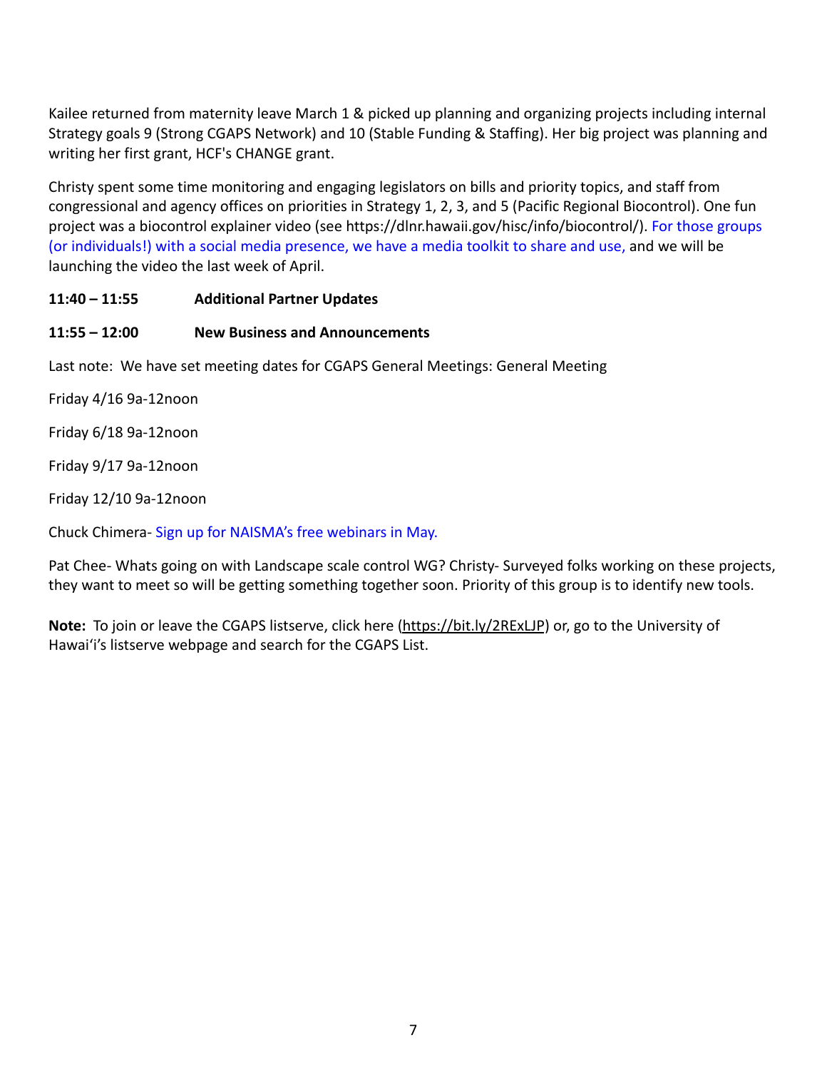Kailee returned from maternity leave March 1 & picked up planning and organizing projects including internal Strategy goals 9 (Strong CGAPS Network) and 10 (Stable Funding & Staffing). Her big project was planning and writing her first grant, HCF's CHANGE grant.

Christy spent some time monitoring and engaging legislators on bills and priority topics, and staff from congressional and agency offices on priorities in Strategy 1, 2, 3, and 5 (Pacific Regional Biocontrol). One fun project was a biocontrol explainer video (see https://dlnr.hawaii.gov/hisc/info/biocontrol/). For those groups (or individuals!) with a social media presence, we have a media toolkit to share and use, and we will be launching the video the last week of April.

**11:40 – 11:55 Additional Partner Updates**

**11:55 – 12:00 New Business and Announcements**

Last note: We have set meeting dates for CGAPS General Meetings: General Meeting

Friday 4/16 9a-12noon

Friday 6/18 9a-12noon

Friday 9/17 9a-12noon

Friday 12/10 9a-12noon

Chuck Chimera- Sign up for NAISMA's free webinars in May.

Pat Chee- Whats going on with Landscape scale control WG? Christy- Surveyed folks working on these projects, they want to meet so will be getting something together soon. Priority of this group is to identify new tools.

**Note:** To join or leave the CGAPS listserve, click here (https://bit.ly/2RExLJP) or, go to the University of Hawaiʻi's listserve webpage and search for the CGAPS List.